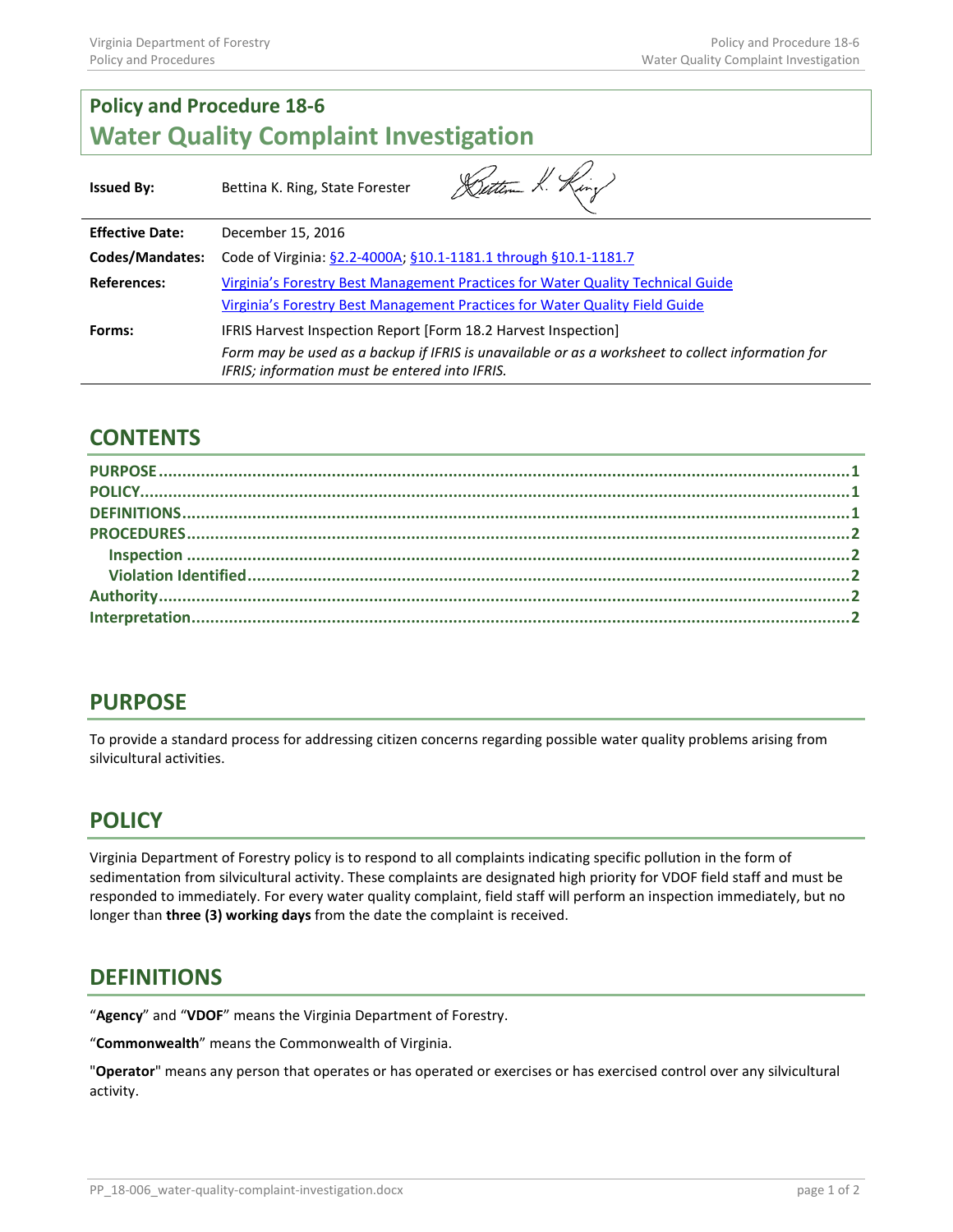# Policy and Procedure 18-6
# Water Quality Complaint Investigation

| | |
|---|---|
| **Issued By:** | Bettina K. Ring, State Forester |
| **Effective Date:** | December 15, 2016 |
| **Codes/Mandates:** | Code of Virginia: §2.2-4000A; §10.1-1181.1 through §10.1-1181.7 |
| **References:** | Virginia's Forestry Best Management Practices for Water Quality Technical Guide<br>Virginia's Forestry Best Management Practices for Water Quality Field Guide |
| **Forms:** | IFRIS Harvest Inspection Report [Form 18.2 Harvest Inspection]<br>*Form may be used as a backup if IFRIS is unavailable or as a worksheet to collect information for IFRIS; information must be entered into IFRIS.* |

## CONTENTS

- PURPOSE ............ 1
- POLICY ............ 1
- DEFINITIONS ............ 1
- PROCEDURES ............ 2
  - Inspection ............ 2
  - Violation Identified ............ 2
- Authority ............ 2
- Interpretation ............ 2

## PURPOSE

To provide a standard process for addressing citizen concerns regarding possible water quality problems arising from silvicultural activities.

## POLICY

Virginia Department of Forestry policy is to respond to all complaints indicating specific pollution in the form of sedimentation from silvicultural activity. These complaints are designated high priority for VDOF field staff and must be responded to immediately. For every water quality complaint, field staff will perform an inspection immediately, but no longer than **three (3) working days** from the date the complaint is received.

## DEFINITIONS

"**Agency**" and "**VDOF**" means the Virginia Department of Forestry.

"**Commonwealth**" means the Commonwealth of Virginia.

"**Operator**" means any person that operates or has operated or exercises or has exercised control over any silvicultural activity.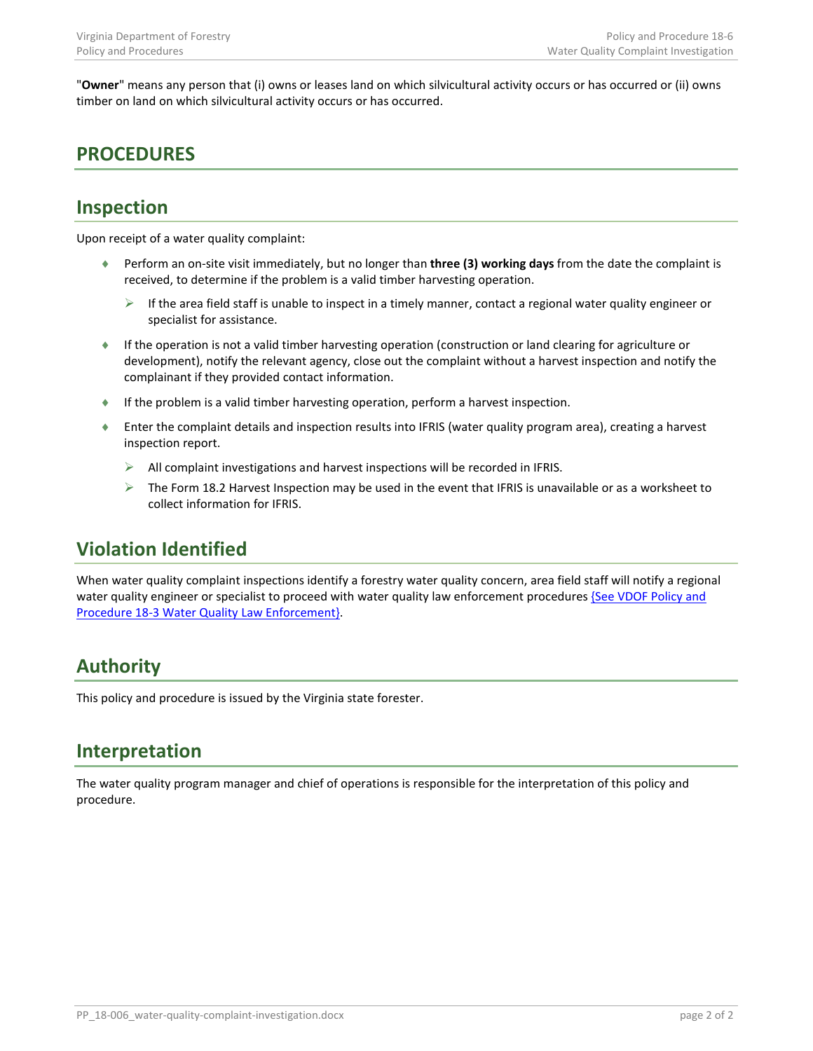"**Owner**" means any person that (i) owns or leases land on which silvicultural activity occurs or has occurred or (ii) owns timber on land on which silvicultural activity occurs or has occurred.

# PROCEDURES

## Inspection

Upon receipt of a water quality complaint:

- Perform an on-site visit immediately, but no longer than **three (3) working days** from the date the complaint is received, to determine if the problem is a valid timber harvesting operation.
  - If the area field staff is unable to inspect in a timely manner, contact a regional water quality engineer or specialist for assistance.
- If the operation is not a valid timber harvesting operation (construction or land clearing for agriculture or development), notify the relevant agency, close out the complaint without a harvest inspection and notify the complainant if they provided contact information.
- If the problem is a valid timber harvesting operation, perform a harvest inspection.
- Enter the complaint details and inspection results into IFRIS (water quality program area), creating a harvest inspection report.
  - All complaint investigations and harvest inspections will be recorded in IFRIS.
  - The Form 18.2 Harvest Inspection may be used in the event that IFRIS is unavailable or as a worksheet to collect information for IFRIS.

## Violation Identified

When water quality complaint inspections identify a forestry water quality concern, area field staff will notify a regional water quality engineer or specialist to proceed with water quality law enforcement procedures {See VDOF Policy and Procedure 18-3 Water Quality Law Enforcement}.

## Authority

This policy and procedure is issued by the Virginia state forester.

## Interpretation

The water quality program manager and chief of operations is responsible for the interpretation of this policy and procedure.